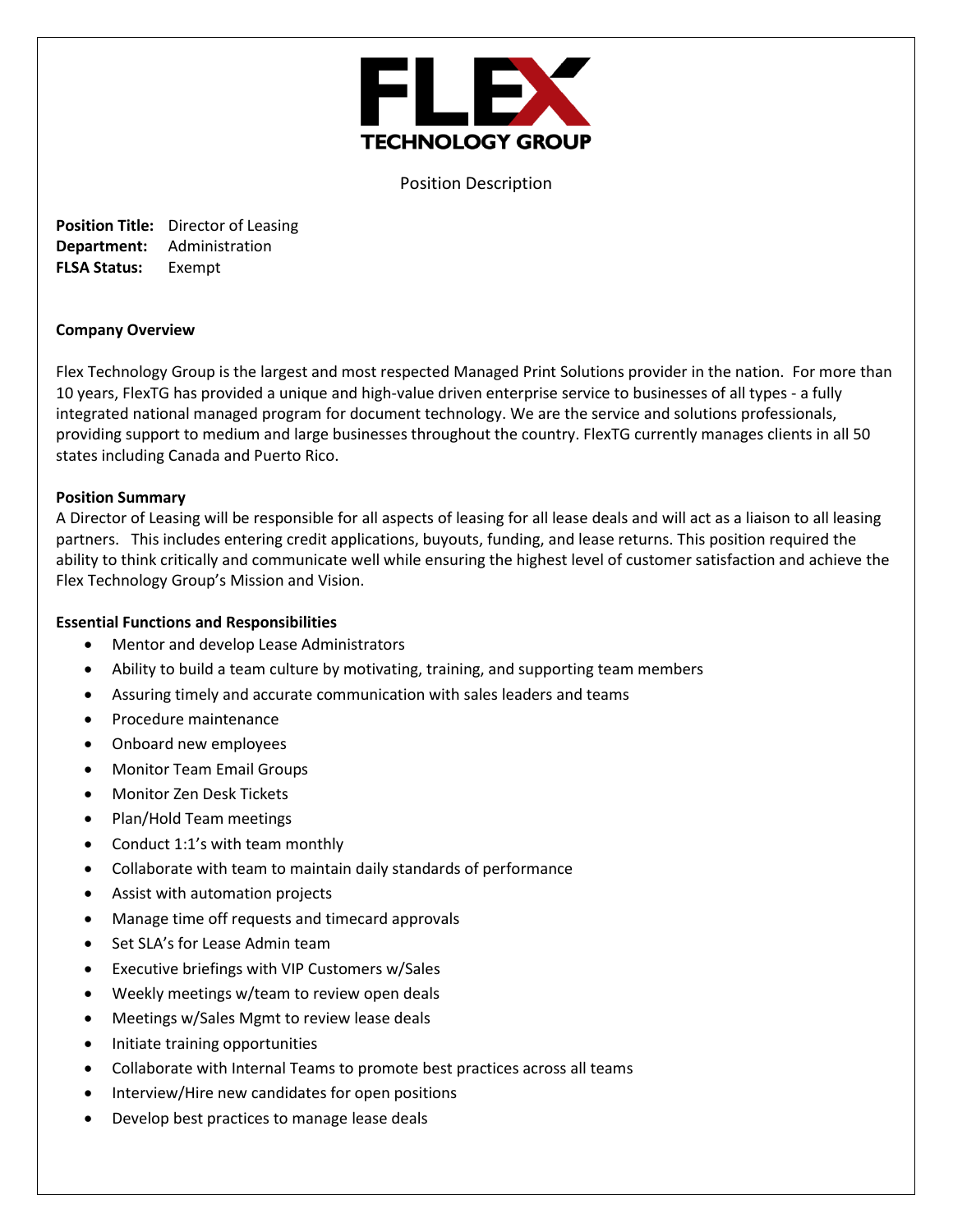FLEX TECHNOLOGY GROUP

Position Description

**Position Title:** Director of Leasing
**Department:** Administration
**FLSA Status:** Exempt

**Company Overview**

Flex Technology Group is the largest and most respected Managed Print Solutions provider in the nation. For more than 10 years, FlexTG has provided a unique and high-value driven enterprise service to businesses of all types - a fully integrated national managed program for document technology. We are the service and solutions professionals, providing support to medium and large businesses throughout the country. FlexTG currently manages clients in all 50 states including Canada and Puerto Rico.

**Position Summary**

A Director of Leasing will be responsible for all aspects of leasing for all lease deals and will act as a liaison to all leasing partners. This includes entering credit applications, buyouts, funding, and lease returns. This position required the ability to think critically and communicate well while ensuring the highest level of customer satisfaction and achieve the Flex Technology Group's Mission and Vision.

**Essential Functions and Responsibilities**

- Mentor and develop Lease Administrators
- Ability to build a team culture by motivating, training, and supporting team members
- Assuring timely and accurate communication with sales leaders and teams
- Procedure maintenance
- Onboard new employees
- Monitor Team Email Groups
- Monitor Zen Desk Tickets
- Plan/Hold Team meetings
- Conduct 1:1's with team monthly
- Collaborate with team to maintain daily standards of performance
- Assist with automation projects
- Manage time off requests and timecard approvals
- Set SLA's for Lease Admin team
- Executive briefings with VIP Customers w/Sales
- Weekly meetings w/team to review open deals
- Meetings w/Sales Mgmt to review lease deals
- Initiate training opportunities
- Collaborate with Internal Teams to promote best practices across all teams
- Interview/Hire new candidates for open positions
- Develop best practices to manage lease deals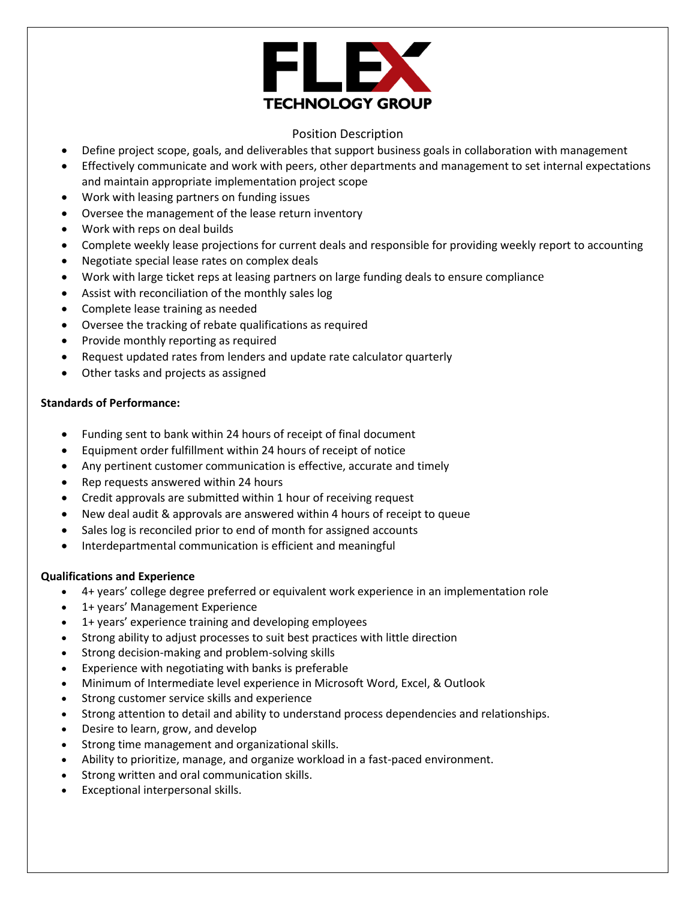FLEX TECHNOLOGY GROUP

## Position Description

- Define project scope, goals, and deliverables that support business goals in collaboration with management
- Effectively communicate and work with peers, other departments and management to set internal expectations and maintain appropriate implementation project scope
- Work with leasing partners on funding issues
- Oversee the management of the lease return inventory
- Work with reps on deal builds
- Complete weekly lease projections for current deals and responsible for providing weekly report to accounting
- Negotiate special lease rates on complex deals
- Work with large ticket reps at leasing partners on large funding deals to ensure compliance
- Assist with reconciliation of the monthly sales log
- Complete lease training as needed
- Oversee the tracking of rebate qualifications as required
- Provide monthly reporting as required
- Request updated rates from lenders and update rate calculator quarterly
- Other tasks and projects as assigned

**Standards of Performance:**

- Funding sent to bank within 24 hours of receipt of final document
- Equipment order fulfillment within 24 hours of receipt of notice
- Any pertinent customer communication is effective, accurate and timely
- Rep requests answered within 24 hours
- Credit approvals are submitted within 1 hour of receiving request
- New deal audit & approvals are answered within 4 hours of receipt to queue
- Sales log is reconciled prior to end of month for assigned accounts
- Interdepartmental communication is efficient and meaningful

**Qualifications and Experience**

- 4+ years' college degree preferred or equivalent work experience in an implementation role
- 1+ years' Management Experience
- 1+ years' experience training and developing employees
- Strong ability to adjust processes to suit best practices with little direction
- Strong decision-making and problem-solving skills
- Experience with negotiating with banks is preferable
- Minimum of Intermediate level experience in Microsoft Word, Excel, & Outlook
- Strong customer service skills and experience
- Strong attention to detail and ability to understand process dependencies and relationships.
- Desire to learn, grow, and develop
- Strong time management and organizational skills.
- Ability to prioritize, manage, and organize workload in a fast-paced environment.
- Strong written and oral communication skills.
- Exceptional interpersonal skills.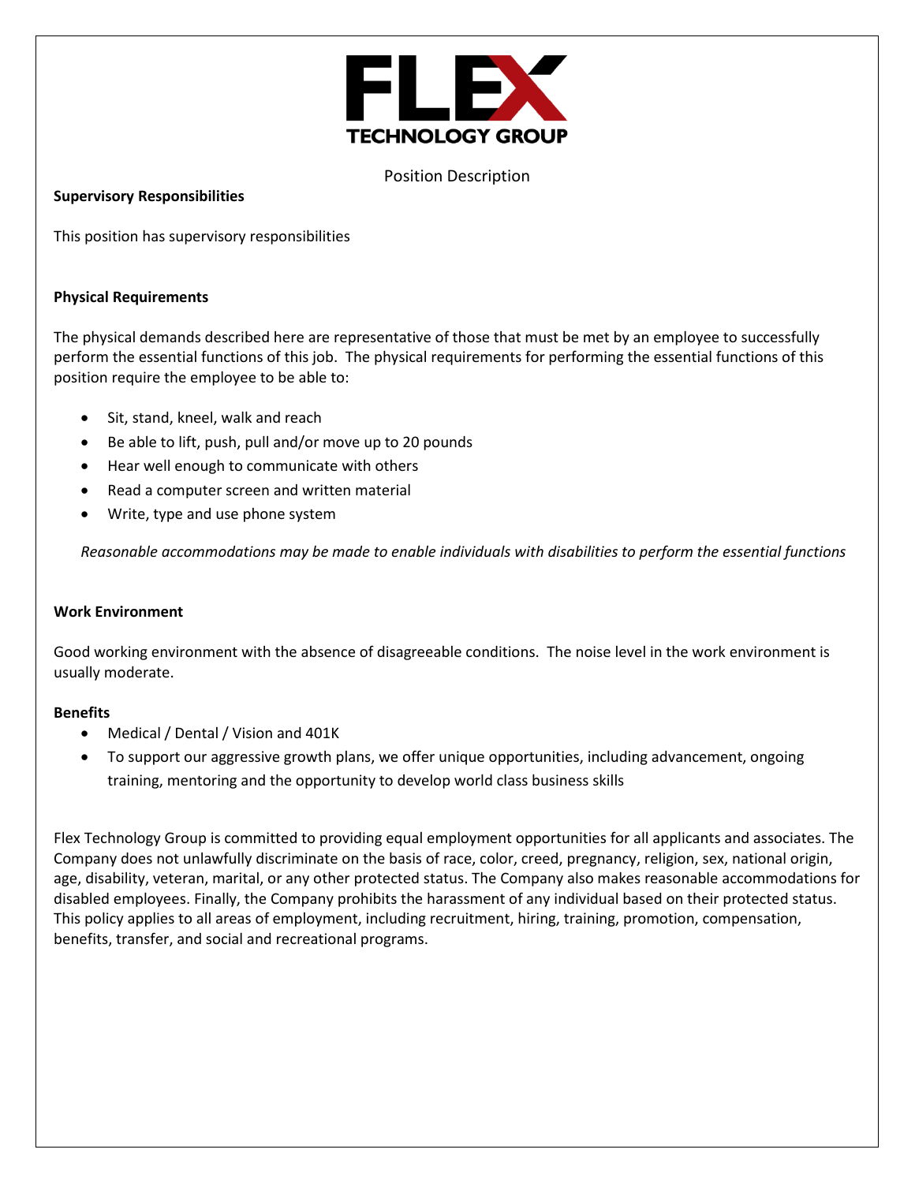FLEX TECHNOLOGY GROUP

Position Description

**Supervisory Responsibilities**

This position has supervisory responsibilities

**Physical Requirements**

The physical demands described here are representative of those that must be met by an employee to successfully perform the essential functions of this job. The physical requirements for performing the essential functions of this position require the employee to be able to:

- Sit, stand, kneel, walk and reach
- Be able to lift, push, pull and/or move up to 20 pounds
- Hear well enough to communicate with others
- Read a computer screen and written material
- Write, type and use phone system

*Reasonable accommodations may be made to enable individuals with disabilities to perform the essential functions*

**Work Environment**

Good working environment with the absence of disagreeable conditions. The noise level in the work environment is usually moderate.

**Benefits**

- Medical / Dental / Vision and 401K
- To support our aggressive growth plans, we offer unique opportunities, including advancement, ongoing training, mentoring and the opportunity to develop world class business skills

Flex Technology Group is committed to providing equal employment opportunities for all applicants and associates. The Company does not unlawfully discriminate on the basis of race, color, creed, pregnancy, religion, sex, national origin, age, disability, veteran, marital, or any other protected status. The Company also makes reasonable accommodations for disabled employees. Finally, the Company prohibits the harassment of any individual based on their protected status. This policy applies to all areas of employment, including recruitment, hiring, training, promotion, compensation, benefits, transfer, and social and recreational programs.